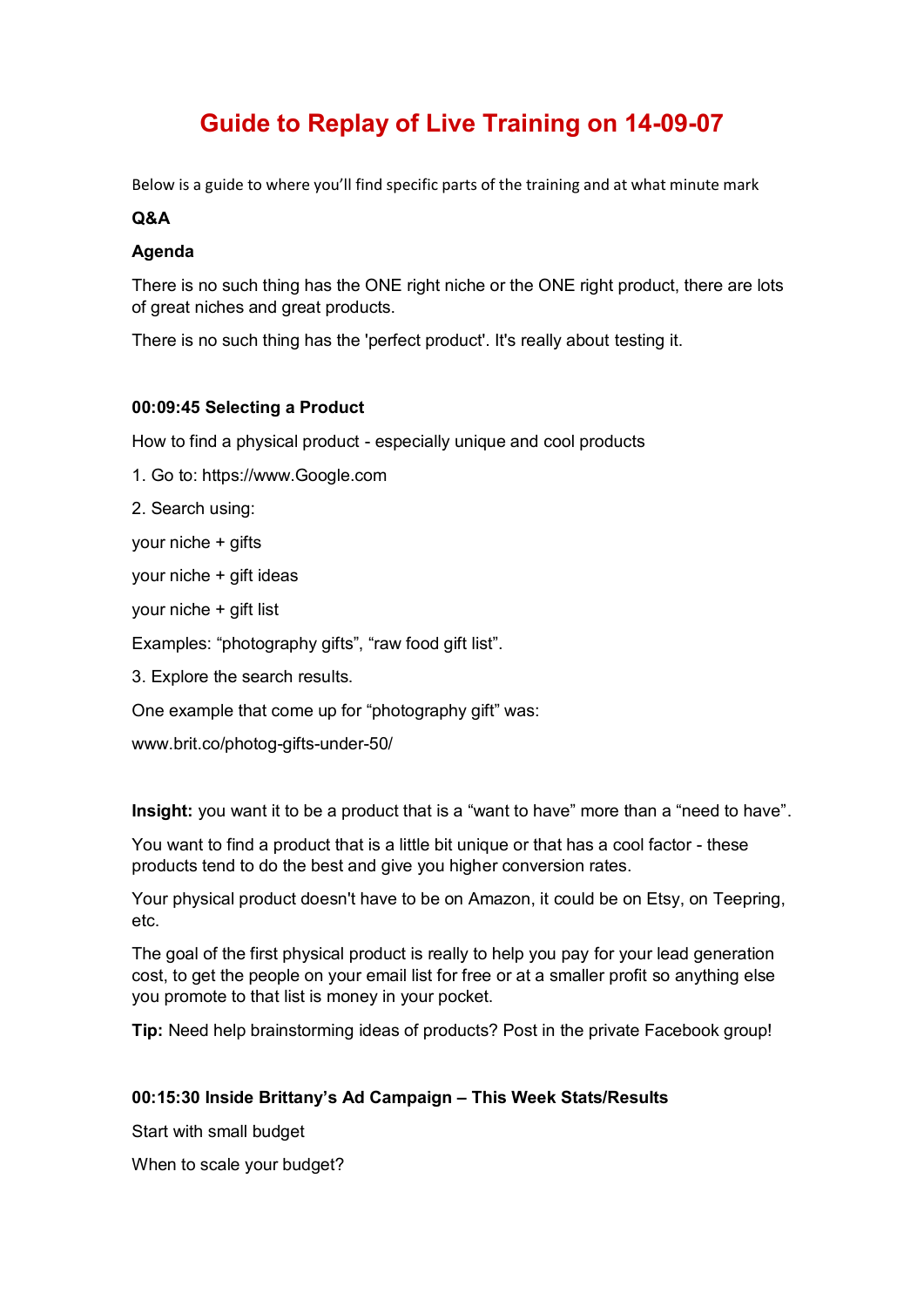# Guide to Replay of Live Training on 14-09-07

Below is a guide to where you'll find specific parts of the training and at what minute mark

**Q&A**

**Agenda**

There is no such thing has the ONE right niche or the ONE right product, there are lots of great niches and great products.

There is no such thing has the 'perfect product'. It's really about testing it.

**00:09:45 Selecting a Product**

How to find a physical product - especially unique and cool products

1. Go to: https://www.Google.com

2. Search using:

your niche + gifts

your niche + gift ideas

your niche + gift list

Examples: "photography gifts", "raw food gift list".

3. Explore the search results.

One example that come up for "photography gift" was:

www.brit.co/photog-gifts-under-50/

**Insight:** you want it to be a product that is a "want to have" more than a "need to have".

You want to find a product that is a little bit unique or that has a cool factor - these products tend to do the best and give you higher conversion rates.

Your physical product doesn't have to be on Amazon, it could be on Etsy, on Teepring, etc.

The goal of the first physical product is really to help you pay for your lead generation cost, to get the people on your email list for free or at a smaller profit so anything else you promote to that list is money in your pocket.

**Tip:** Need help brainstorming ideas of products? Post in the private Facebook group!

**00:15:30 Inside Brittany's Ad Campaign – This Week Stats/Results**

Start with small budget

When to scale your budget?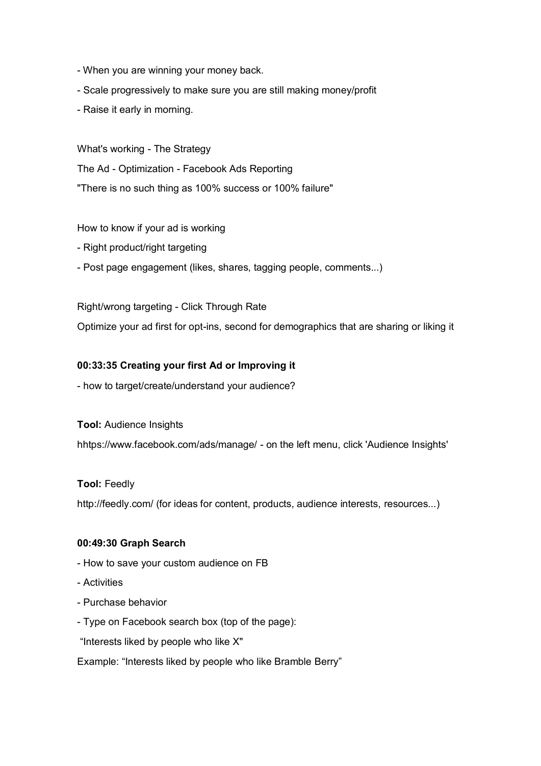- When you are winning your money back.
- Scale progressively to make sure you are still making money/profit
- Raise it early in morning.

What's working - The Strategy

The Ad - Optimization - Facebook Ads Reporting

"There is no such thing as 100% success or 100% failure"

How to know if your ad is working

- Right product/right targeting
- Post page engagement (likes, shares, tagging people, comments...)

Right/wrong targeting - Click Through Rate

Optimize your ad first for opt-ins, second for demographics that are sharing or liking it

**00:33:35 Creating your first Ad or Improving it**

- how to target/create/understand your audience?

**Tool:** Audience Insights

hhttps://www.facebook.com/ads/manage/ - on the left menu, click 'Audience Insights'

**Tool:** Feedly

http://feedly.com/ (for ideas for content, products, audience interests, resources...)

**00:49:30 Graph Search**

- How to save your custom audience on FB
- Activities
- Purchase behavior
- Type on Facebook search box (top of the page):

"Interests liked by people who like X"

Example: "Interests liked by people who like Bramble Berry"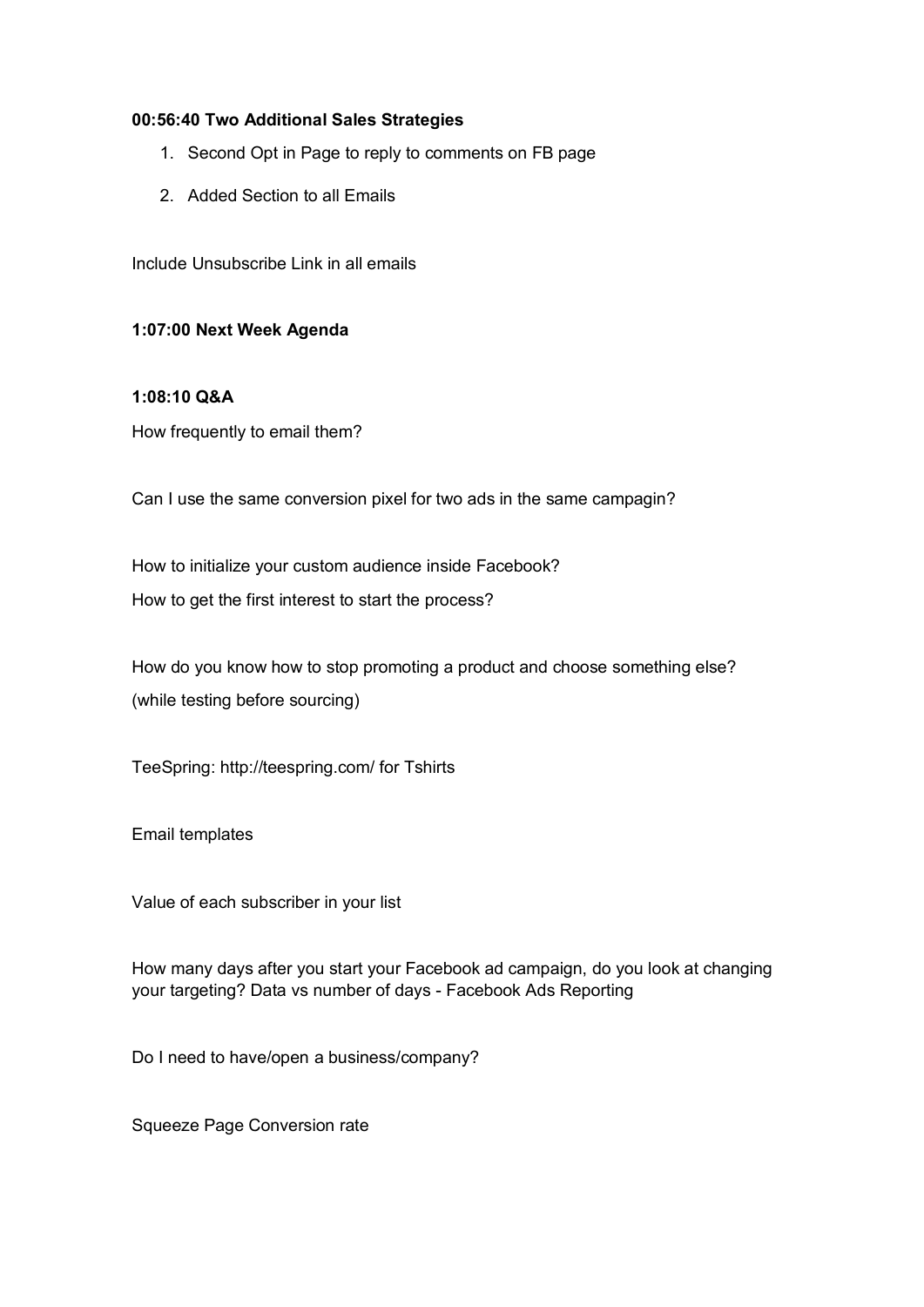**00:56:40 Two Additional Sales Strategies**

1. Second Opt in Page to reply to comments on FB page
2. Added Section to all Emails

Include Unsubscribe Link in all emails

**1:07:00 Next Week Agenda**

**1:08:10 Q&A**

How frequently to email them?

Can I use the same conversion pixel for two ads in the same campagin?

How to initialize your custom audience inside Facebook?

How to get the first interest to start the process?

How do you know how to stop promoting a product and choose something else?

(while testing before sourcing)

TeeSpring: http://teespring.com/ for Tshirts

Email templates

Value of each subscriber in your list

How many days after you start your Facebook ad campaign, do you look at changing your targeting? Data vs number of days - Facebook Ads Reporting

Do I need to have/open a business/company?

Squeeze Page Conversion rate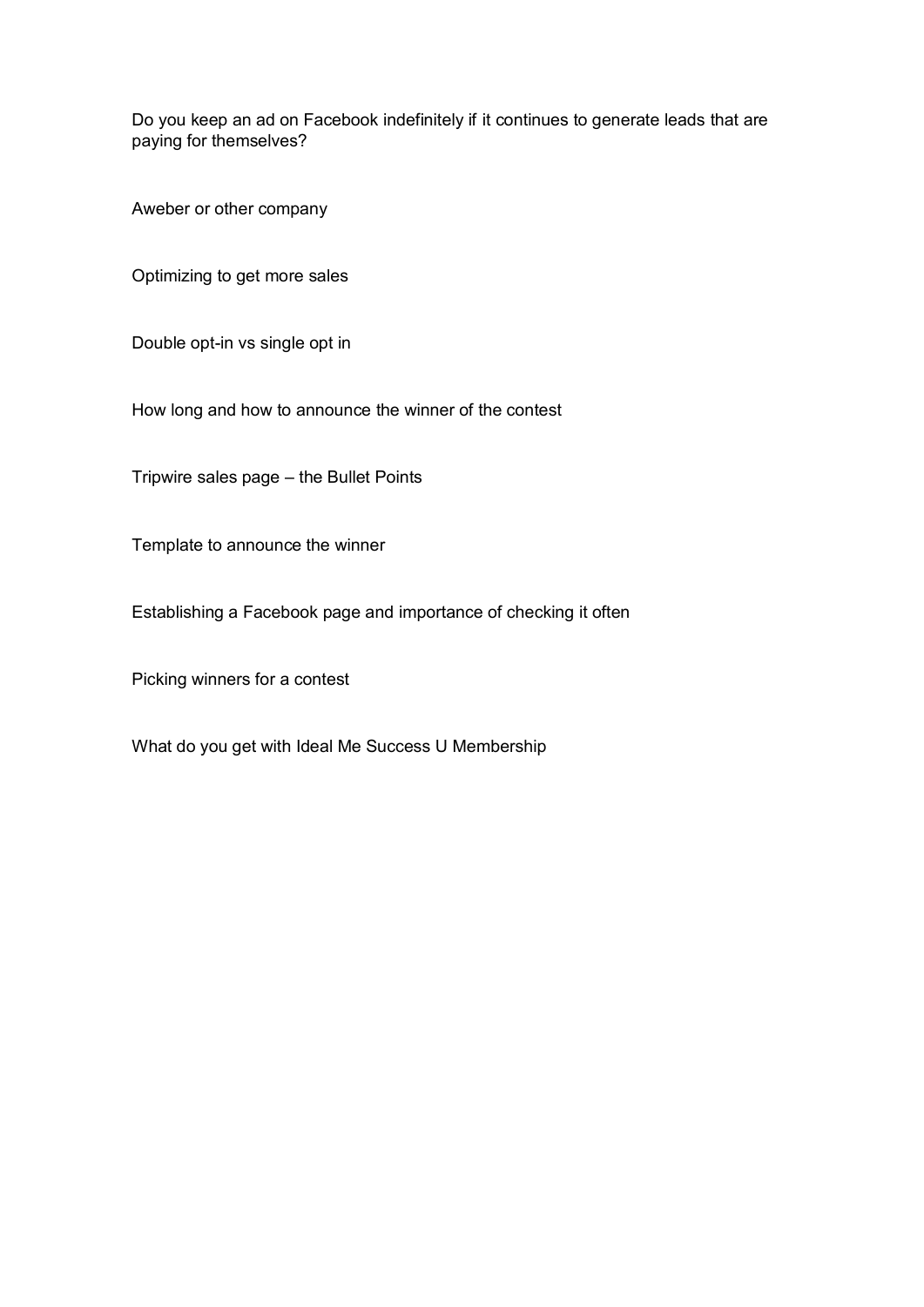Do you keep an ad on Facebook indefinitely if it continues to generate leads that are paying for themselves?

Aweber or other company

Optimizing to get more sales

Double opt-in vs single opt in

How long and how to announce the winner of the contest

Tripwire sales page – the Bullet Points

Template to announce the winner

Establishing a Facebook page and importance of checking it often

Picking winners for a contest

What do you get with Ideal Me Success U Membership